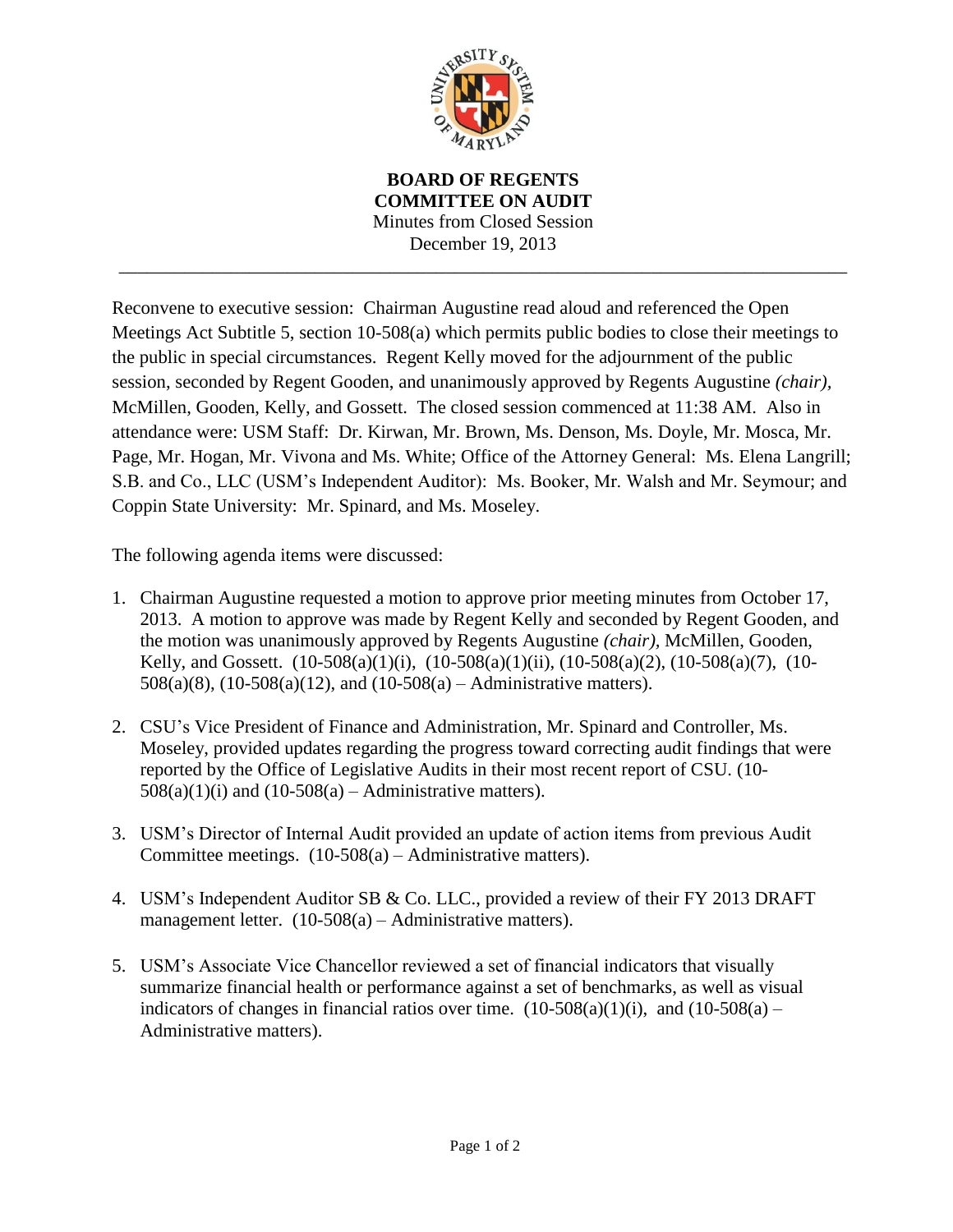# BOARD OF REGENTS
# COMMITTEE ON AUDIT

Minutes from Closed Session
December 19, 2013

---

Reconvene to executive session: Chairman Augustine read aloud and referenced the Open Meetings Act Subtitle 5, section 10-508(a) which permits public bodies to close their meetings to the public in special circumstances. Regent Kelly moved for the adjournment of the public session, seconded by Regent Gooden, and unanimously approved by Regents Augustine *(chair)*, McMillen, Gooden, Kelly, and Gossett. The closed session commenced at 11:38 AM. Also in attendance were: USM Staff: Dr. Kirwan, Mr. Brown, Ms. Denson, Ms. Doyle, Mr. Mosca, Mr. Page, Mr. Hogan, Mr. Vivona and Ms. White; Office of the Attorney General: Ms. Elena Langrill; S.B. and Co., LLC (USM's Independent Auditor): Ms. Booker, Mr. Walsh and Mr. Seymour; and Coppin State University: Mr. Spinard, and Ms. Moseley.

The following agenda items were discussed:

1. Chairman Augustine requested a motion to approve prior meeting minutes from October 17, 2013. A motion to approve was made by Regent Kelly and seconded by Regent Gooden, and the motion was unanimously approved by Regents Augustine *(chair)*, McMillen, Gooden, Kelly, and Gossett. (10-508(a)(1)(i), (10-508(a)(1)(ii), (10-508(a)(2), (10-508(a)(7), (10-508(a)(8), (10-508(a)(12), and (10-508(a) – Administrative matters).

2. CSU's Vice President of Finance and Administration, Mr. Spinard and Controller, Ms. Moseley, provided updates regarding the progress toward correcting audit findings that were reported by the Office of Legislative Audits in their most recent report of CSU. (10-508(a)(1)(i) and (10-508(a) – Administrative matters).

3. USM's Director of Internal Audit provided an update of action items from previous Audit Committee meetings. (10-508(a) – Administrative matters).

4. USM's Independent Auditor SB & Co. LLC., provided a review of their FY 2013 DRAFT management letter. (10-508(a) – Administrative matters).

5. USM's Associate Vice Chancellor reviewed a set of financial indicators that visually summarize financial health or performance against a set of benchmarks, as well as visual indicators of changes in financial ratios over time. (10-508(a)(1)(i), and (10-508(a) – Administrative matters).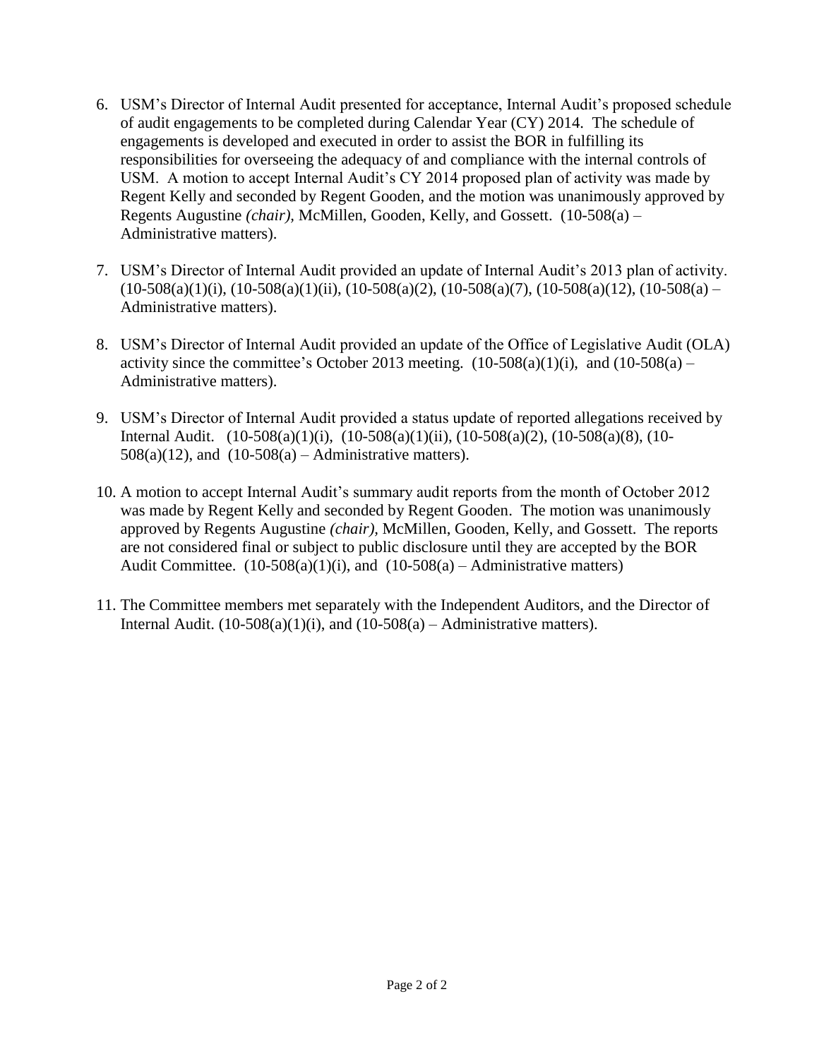6. USM's Director of Internal Audit presented for acceptance, Internal Audit's proposed schedule of audit engagements to be completed during Calendar Year (CY) 2014. The schedule of engagements is developed and executed in order to assist the BOR in fulfilling its responsibilities for overseeing the adequacy of and compliance with the internal controls of USM. A motion to accept Internal Audit's CY 2014 proposed plan of activity was made by Regent Kelly and seconded by Regent Gooden, and the motion was unanimously approved by Regents Augustine *(chair),* McMillen, Gooden, Kelly, and Gossett. (10-508(a) – Administrative matters).

7. USM's Director of Internal Audit provided an update of Internal Audit's 2013 plan of activity. (10-508(a)(1)(i), (10-508(a)(1)(ii), (10-508(a)(2), (10-508(a)(7), (10-508(a)(12), (10-508(a) – Administrative matters).

8. USM's Director of Internal Audit provided an update of the Office of Legislative Audit (OLA) activity since the committee's October 2013 meeting. (10-508(a)(1)(i), and (10-508(a) – Administrative matters).

9. USM's Director of Internal Audit provided a status update of reported allegations received by Internal Audit. (10-508(a)(1)(i), (10-508(a)(1)(ii), (10-508(a)(2), (10-508(a)(8), (10-508(a)(12), and (10-508(a) – Administrative matters).

10. A motion to accept Internal Audit's summary audit reports from the month of October 2012 was made by Regent Kelly and seconded by Regent Gooden. The motion was unanimously approved by Regents Augustine *(chair),* McMillen, Gooden, Kelly, and Gossett. The reports are not considered final or subject to public disclosure until they are accepted by the BOR Audit Committee. (10-508(a)(1)(i), and (10-508(a) – Administrative matters)

11. The Committee members met separately with the Independent Auditors, and the Director of Internal Audit. (10-508(a)(1)(i), and (10-508(a) – Administrative matters).